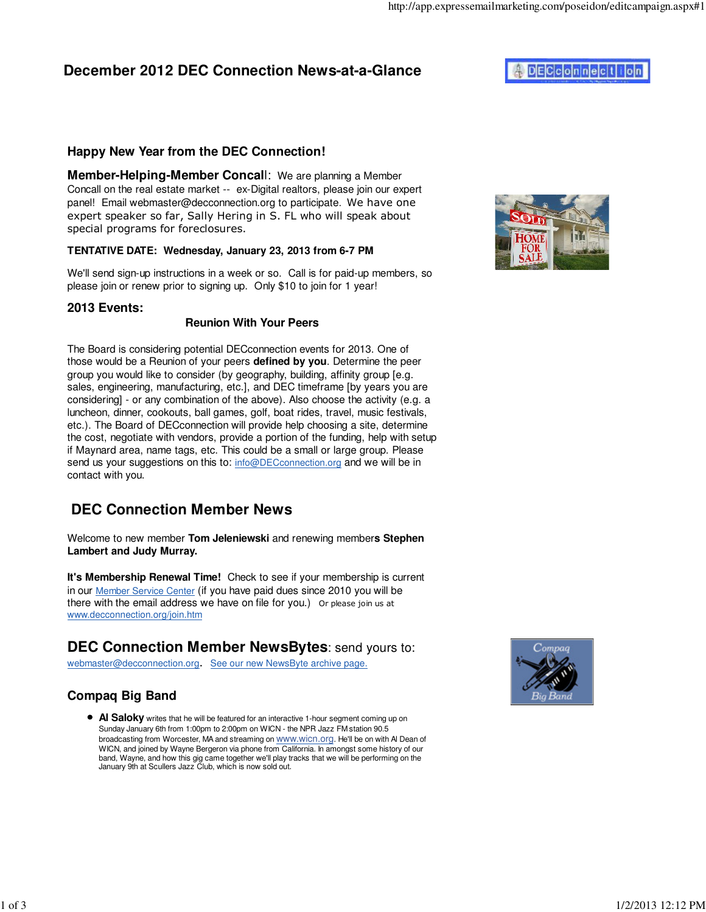# December 2012 DEC Connection News-at-a-Glance

### Happy New Year from the DEC Connection!

**Member-Helping-Member Concall**: We are planning a Member Concall on the real estate market -- ex-Digital realtors, please join our expert panel! Email webmaster@decconnection.org to participate. We have one expert speaker so far, Sally Hering in S. FL who will speak about special programs for foreclosures.

**TENTATIVE DATE: Wednesday, January 23, 2013 from 6-7 PM**

We'll send sign-up instructions in a week or so. Call is for paid-up members, so please join or renew prior to signing up. Only $10 to join for 1 year!

### 2013 Events:

**Reunion With Your Peers**

The Board is considering potential DECconnection events for 2013. One of those would be a Reunion of your peers **defined by you**. Determine the peer group you would like to consider (by geography, building, affinity group [e.g. sales, engineering, manufacturing, etc.], and DEC timeframe [by years you are considering] - or any combination of the above). Also choose the activity (e.g. a luncheon, dinner, cookouts, ball games, golf, boat rides, travel, music festivals, etc.). The Board of DECconnection will provide help choosing a site, determine the cost, negotiate with vendors, provide a portion of the funding, help with setup if Maynard area, name tags, etc. This could be a small or large group. Please send us your suggestions on this to: info@DECconnection.org and we will be in contact with you.

## DEC Connection Member News

Welcome to new member **Tom Jeleniewski** and renewing members **Stephen Lambert and Judy Murray.**

**It's Membership Renewal Time!** Check to see if your membership is current in our Member Service Center (if you have paid dues since 2010 you will be there with the email address we have on file for you.) Or please join us at www.decconnection.org/join.htm

## DEC Connection Member NewsBytes: send yours to:

webmaster@decconnection.org. See our new NewsByte archive page.

### Compaq Big Band

- **Al Saloky** writes that he will be featured for an interactive 1-hour segment coming up on Sunday January 6th from 1:00pm to 2:00pm on WICN - the NPR Jazz FM station 90.5 broadcasting from Worcester, MA and streaming on www.wicn.org. He'll be on with Al Dean of WICN, and joined by Wayne Bergeron via phone from California. In amongst some history of our band, Wayne, and how this gig came together we'll play tracks that we will be performing on the January 9th at Scullers Jazz Club, which is now sold out.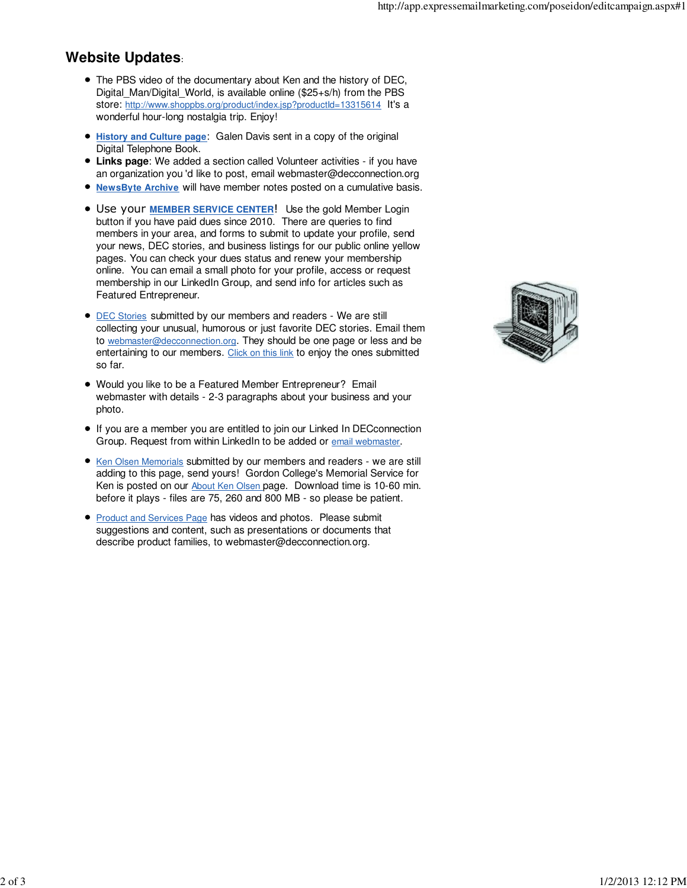## Website Updates:

- The PBS video of the documentary about Ken and the history of DEC, Digital_Man/Digital_World, is available online ($25+s/h) from the PBS store: http://www.shoppbs.org/product/index.jsp?productId=13315614 It's a wonderful hour-long nostalgia trip. Enjoy!

- **History and Culture page**: Galen Davis sent in a copy of the original Digital Telephone Book.
- **Links page**: We added a section called Volunteer activities - if you have an organization you 'd like to post, email webmaster@decconnection.org
- **NewsByte Archive** will have member notes posted on a cumulative basis.

- Use your **MEMBER SERVICE CENTER**! Use the gold Member Login button if you have paid dues since 2010. There are queries to find members in your area, and forms to submit to update your profile, send your news, DEC stories, and business listings for our public online yellow pages. You can check your dues status and renew your membership online. You can email a small photo for your profile, access or request membership in our LinkedIn Group, and send info for articles such as Featured Entrepreneur.

- DEC Stories submitted by our members and readers - We are still collecting your unusual, humorous or just favorite DEC stories. Email them to webmaster@decconnection.org. They should be one page or less and be entertaining to our members. Click on this link to enjoy the ones submitted so far.

- Would you like to be a Featured Member Entrepreneur? Email webmaster with details - 2-3 paragraphs about your business and your photo.

- If you are a member you are entitled to join our Linked In DECconnection Group. Request from within LinkedIn to be added or email webmaster.

- Ken Olsen Memorials submitted by our members and readers - we are still adding to this page, send yours! Gordon College's Memorial Service for Ken is posted on our About Ken Olsen page. Download time is 10-60 min. before it plays - files are 75, 260 and 800 MB - so please be patient.

- Product and Services Page has videos and photos. Please submit suggestions and content, such as presentations or documents that describe product families, to webmaster@decconnection.org.